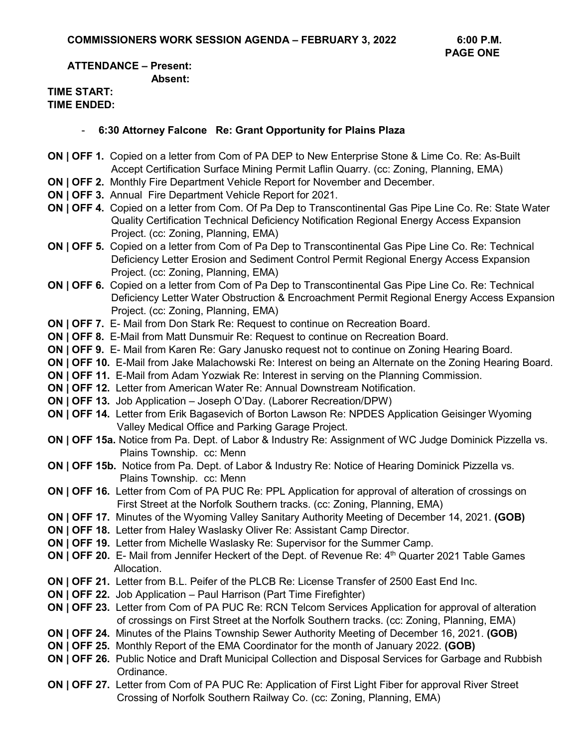**COMMISSIONERS WORK SESSION AGENDA – FEBRUARY 3, 2022 6:00 P.M.**

**PAGE ONE**

**ATTENDANCE – Present:**
**Absent:**

**TIME START:**
**TIME ENDED:**

- **6:30 Attorney Falcone Re: Grant Opportunity for Plains Plaza**

**ON | OFF 1.** Copied on a letter from Com of PA DEP to New Enterprise Stone & Lime Co. Re: As-Built Accept Certification Surface Mining Permit Laflin Quarry. (cc: Zoning, Planning, EMA)

**ON | OFF 2.** Monthly Fire Department Vehicle Report for November and December.

**ON | OFF 3.** Annual Fire Department Vehicle Report for 2021.

**ON | OFF 4.** Copied on a letter from Com. Of Pa Dep to Transcontinental Gas Pipe Line Co. Re: State Water Quality Certification Technical Deficiency Notification Regional Energy Access Expansion Project. (cc: Zoning, Planning, EMA)

**ON | OFF 5.** Copied on a letter from Com of Pa Dep to Transcontinental Gas Pipe Line Co. Re: Technical Deficiency Letter Erosion and Sediment Control Permit Regional Energy Access Expansion Project. (cc: Zoning, Planning, EMA)

**ON | OFF 6.** Copied on a letter from Com of Pa Dep to Transcontinental Gas Pipe Line Co. Re: Technical Deficiency Letter Water Obstruction & Encroachment Permit Regional Energy Access Expansion Project. (cc: Zoning, Planning, EMA)

**ON | OFF 7.** E- Mail from Don Stark Re: Request to continue on Recreation Board.

**ON | OFF 8.** E-Mail from Matt Dunsmuir Re: Request to continue on Recreation Board.

**ON | OFF 9.** E- Mail from Karen Re: Gary Janusko request not to continue on Zoning Hearing Board.

**ON | OFF 10.** E-Mail from Jake Malachowski Re: Interest on being an Alternate on the Zoning Hearing Board.

**ON | OFF 11.** E-Mail from Adam Yozwiak Re: Interest in serving on the Planning Commission.

**ON | OFF 12.** Letter from American Water Re: Annual Downstream Notification.

**ON | OFF 13.** Job Application – Joseph O'Day. (Laborer Recreation/DPW)

**ON | OFF 14.** Letter from Erik Bagasevich of Borton Lawson Re: NPDES Application Geisinger Wyoming Valley Medical Office and Parking Garage Project.

**ON | OFF 15a.** Notice from Pa. Dept. of Labor & Industry Re: Assignment of WC Judge Dominick Pizzella vs. Plains Township. cc: Menn

**ON | OFF 15b.** Notice from Pa. Dept. of Labor & Industry Re: Notice of Hearing Dominick Pizzella vs. Plains Township. cc: Menn

**ON | OFF 16.** Letter from Com of PA PUC Re: PPL Application for approval of alteration of crossings on First Street at the Norfolk Southern tracks. (cc: Zoning, Planning, EMA)

**ON | OFF 17.** Minutes of the Wyoming Valley Sanitary Authority Meeting of December 14, 2021. **(GOB)**

**ON | OFF 18.** Letter from Haley Waslasky Oliver Re: Assistant Camp Director.

**ON | OFF 19.** Letter from Michelle Waslasky Re: Supervisor for the Summer Camp.

**ON | OFF 20.** E- Mail from Jennifer Heckert of the Dept. of Revenue Re: 4th Quarter 2021 Table Games Allocation.

**ON | OFF 21.** Letter from B.L. Peifer of the PLCB Re: License Transfer of 2500 East End Inc.

**ON | OFF 22.** Job Application – Paul Harrison (Part Time Firefighter)

**ON | OFF 23.** Letter from Com of PA PUC Re: RCN Telcom Services Application for approval of alteration of crossings on First Street at the Norfolk Southern tracks. (cc: Zoning, Planning, EMA)

**ON | OFF 24.** Minutes of the Plains Township Sewer Authority Meeting of December 16, 2021. **(GOB)**

**ON | OFF 25.** Monthly Report of the EMA Coordinator for the month of January 2022. **(GOB)**

**ON | OFF 26.** Public Notice and Draft Municipal Collection and Disposal Services for Garbage and Rubbish Ordinance.

**ON | OFF 27.** Letter from Com of PA PUC Re: Application of First Light Fiber for approval River Street Crossing of Norfolk Southern Railway Co. (cc: Zoning, Planning, EMA)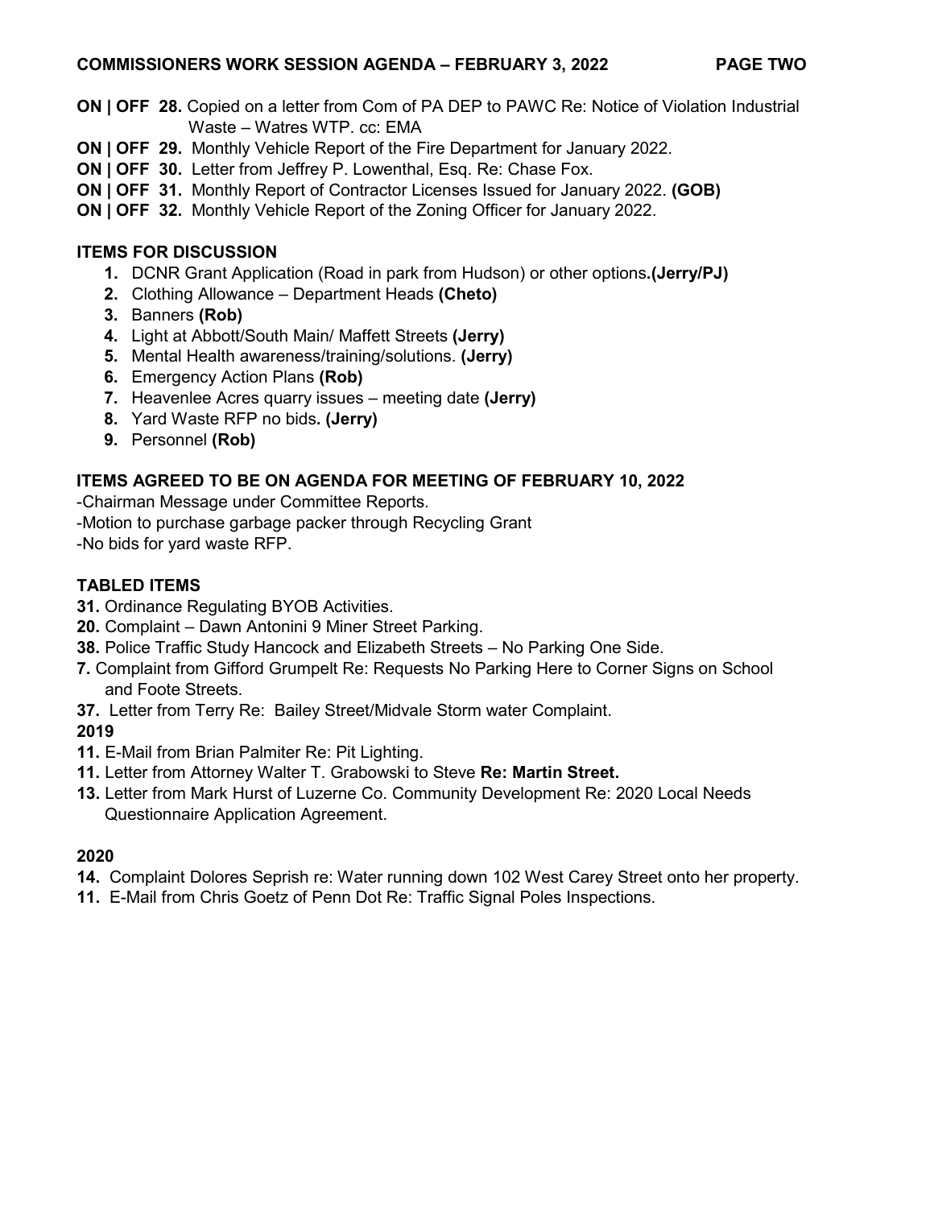**ON | OFF 28.** Copied on a letter from Com of PA DEP to PAWC Re: Notice of Violation Industrial Waste – Watres WTP. cc: EMA

**ON | OFF 29.** Monthly Vehicle Report of the Fire Department for January 2022.

**ON | OFF 30.** Letter from Jeffrey P. Lowenthal, Esq. Re: Chase Fox.

**ON | OFF 31.** Monthly Report of Contractor Licenses Issued for January 2022. **(GOB)**

**ON | OFF 32.** Monthly Vehicle Report of the Zoning Officer for January 2022.

## ITEMS FOR DISCUSSION

1. DCNR Grant Application (Road in park from Hudson) or other options**.(Jerry/PJ)**
2. Clothing Allowance – Department Heads **(Cheto)**
3. Banners **(Rob)**
4. Light at Abbott/South Main/ Maffett Streets **(Jerry)**
5. Mental Health awareness/training/solutions. **(Jerry)**
6. Emergency Action Plans **(Rob)**
7. Heavenlee Acres quarry issues – meeting date **(Jerry)**
8. Yard Waste RFP no bids**. (Jerry)**
9. Personnel **(Rob)**

## ITEMS AGREED TO BE ON AGENDA FOR MEETING OF FEBRUARY 10, 2022

-Chairman Message under Committee Reports.
-Motion to purchase garbage packer through Recycling Grant
-No bids for yard waste RFP.

## TABLED ITEMS

**31.** Ordinance Regulating BYOB Activities.
**20.** Complaint – Dawn Antonini 9 Miner Street Parking.
**38.** Police Traffic Study Hancock and Elizabeth Streets – No Parking One Side.
**7.** Complaint from Gifford Grumpelt Re: Requests No Parking Here to Corner Signs on School and Foote Streets.
**37.** Letter from Terry Re: Bailey Street/Midvale Storm water Complaint.

**2019**

**11.** E-Mail from Brian Palmiter Re: Pit Lighting.
**11.** Letter from Attorney Walter T. Grabowski to Steve **Re: Martin Street.**
**13.** Letter from Mark Hurst of Luzerne Co. Community Development Re: 2020 Local Needs Questionnaire Application Agreement.

**2020**

**14.** Complaint Dolores Seprish re: Water running down 102 West Carey Street onto her property.
**11.** E-Mail from Chris Goetz of Penn Dot Re: Traffic Signal Poles Inspections.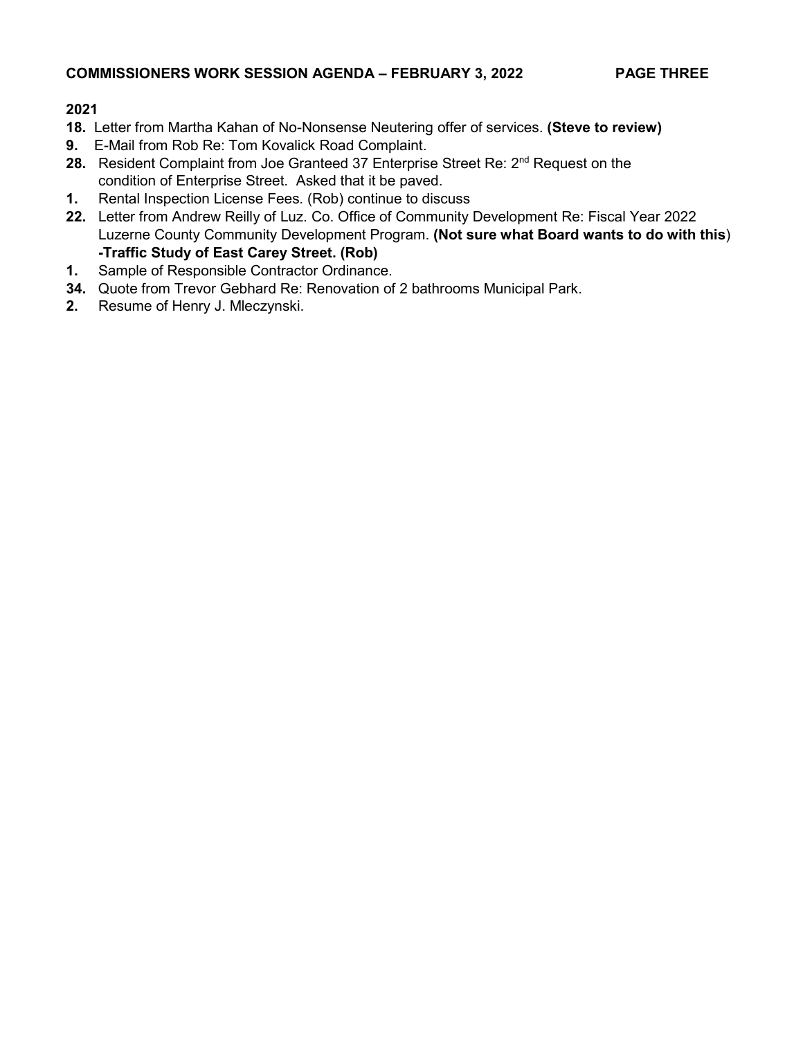**2021**

**18.** Letter from Martha Kahan of No-Nonsense Neutering offer of services. **(Steve to review)**

**9.** E-Mail from Rob Re: Tom Kovalick Road Complaint.

**28.** Resident Complaint from Joe Granteed 37 Enterprise Street Re: 2nd Request on the condition of Enterprise Street. Asked that it be paved.

**1.** Rental Inspection License Fees. (Rob) continue to discuss

**22.** Letter from Andrew Reilly of Luz. Co. Office of Community Development Re: Fiscal Year 2022 Luzerne County Community Development Program. **(Not sure what Board wants to do with this**)
**-Traffic Study of East Carey Street. (Rob)**

**1.** Sample of Responsible Contractor Ordinance.

**34.** Quote from Trevor Gebhard Re: Renovation of 2 bathrooms Municipal Park.

**2.** Resume of Henry J. Mleczynski.